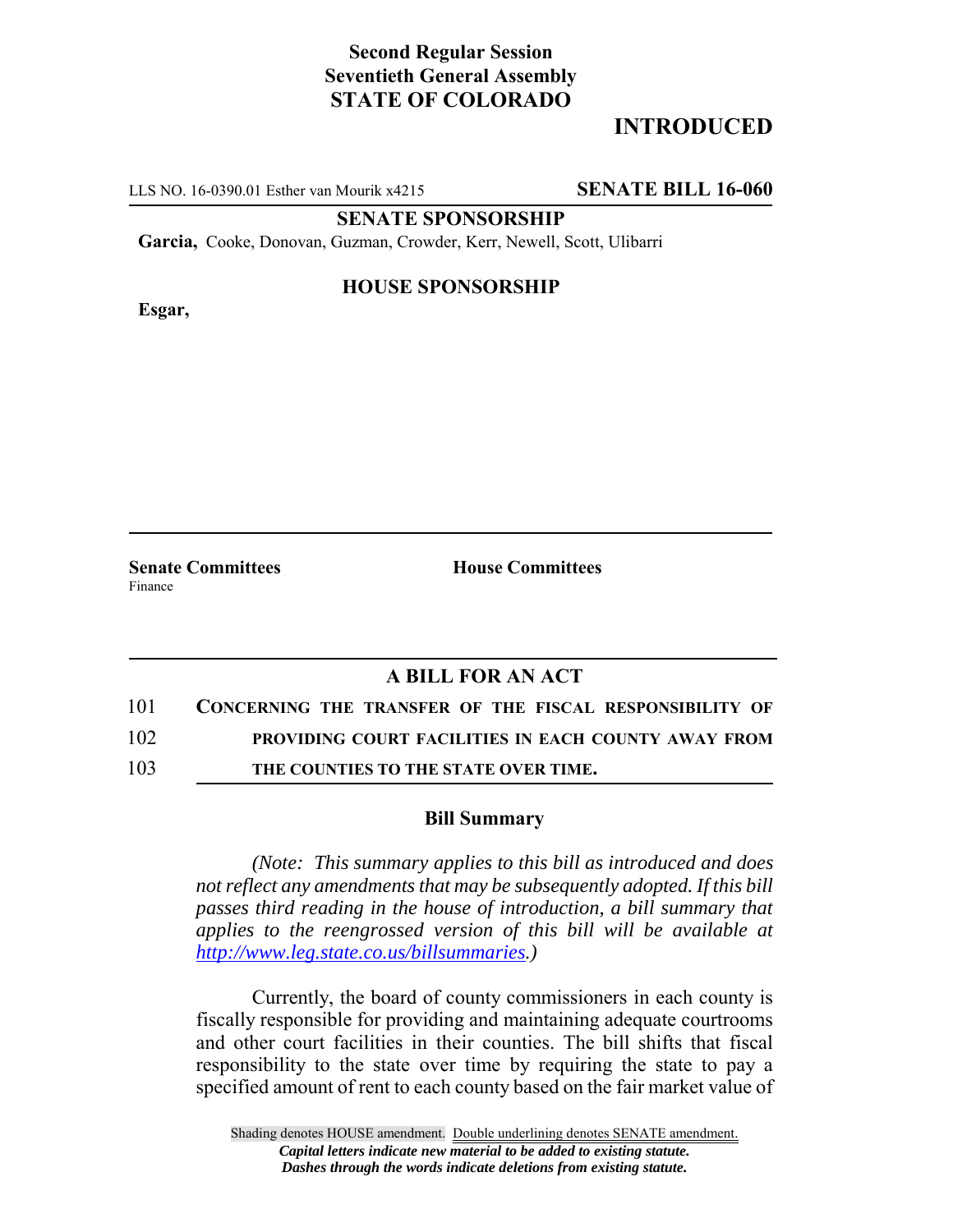**Second Regular Session**
**Seventieth General Assembly**
**STATE OF COLORADO**

## INTRODUCED

LLS NO. 16-0390.01 Esther van Mourik x4215 **SENATE BILL 16-060**

**SENATE SPONSORSHIP**

**Garcia,** Cooke, Donovan, Guzman, Crowder, Kerr, Newell, Scott, Ulibarri

**HOUSE SPONSORSHIP**

**Esgar,**

**Senate Committees**
Finance

**House Committees**

### A BILL FOR AN ACT

101 **CONCERNING THE TRANSFER OF THE FISCAL RESPONSIBILITY OF**
102 **PROVIDING COURT FACILITIES IN EACH COUNTY AWAY FROM**
103 **THE COUNTIES TO THE STATE OVER TIME.**

### Bill Summary

*(Note: This summary applies to this bill as introduced and does not reflect any amendments that may be subsequently adopted. If this bill passes third reading in the house of introduction, a bill summary that applies to the reengrossed version of this bill will be available at http://www.leg.state.co.us/billsummaries.)*

Currently, the board of county commissioners in each county is fiscally responsible for providing and maintaining adequate courtrooms and other court facilities in their counties. The bill shifts that fiscal responsibility to the state over time by requiring the state to pay a specified amount of rent to each county based on the fair market value of

Shading denotes HOUSE amendment. Double underlining denotes SENATE amendment.
*Capital letters indicate new material to be added to existing statute.*
*Dashes through the words indicate deletions from existing statute.*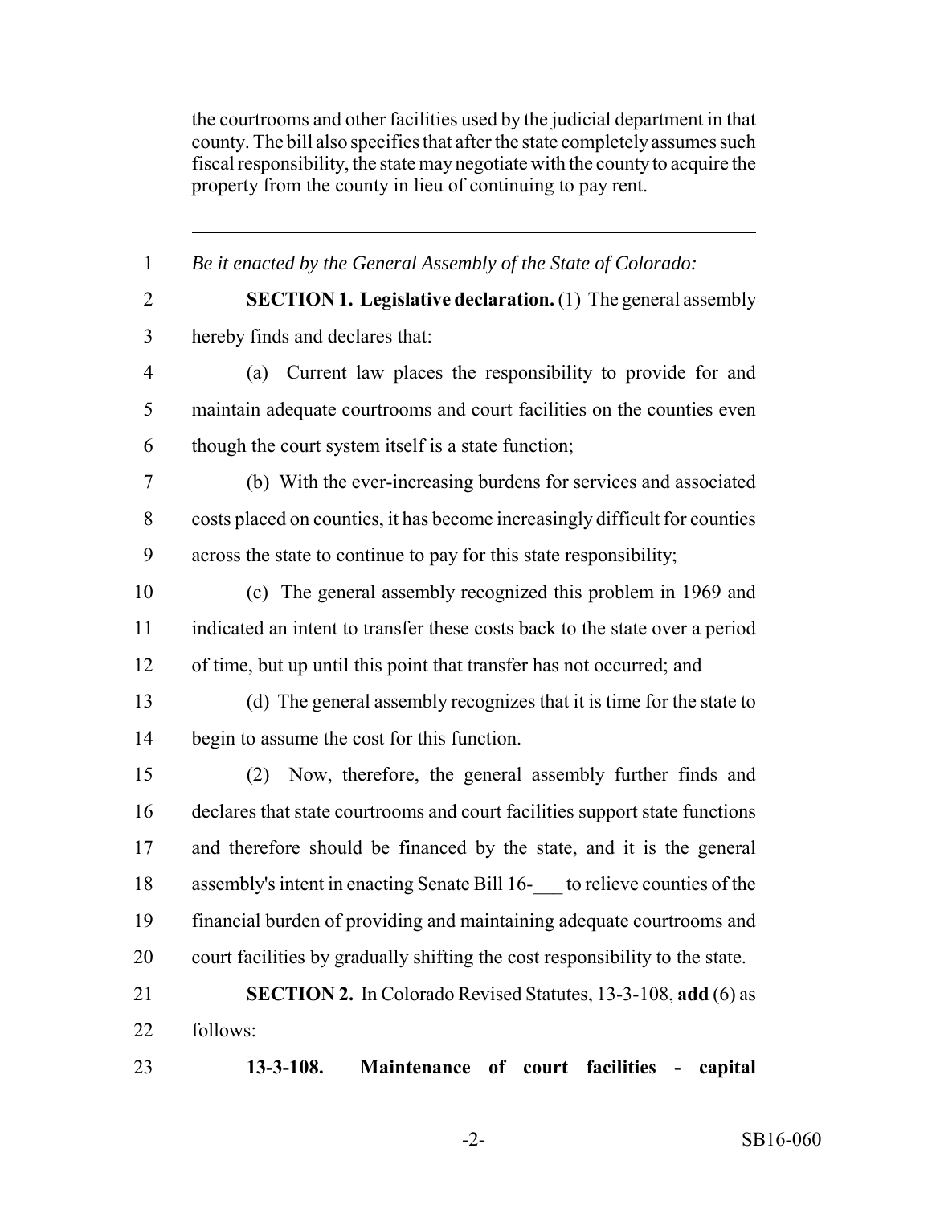the courtrooms and other facilities used by the judicial department in that county. The bill also specifies that after the state completely assumes such fiscal responsibility, the state may negotiate with the county to acquire the property from the county in lieu of continuing to pay rent.

---

1 *Be it enacted by the General Assembly of the State of Colorado:*

2 **SECTION 1. Legislative declaration.** (1) The general assembly
3 hereby finds and declares that:

4 (a) Current law places the responsibility to provide for and
5 maintain adequate courtrooms and court facilities on the counties even
6 though the court system itself is a state function;

7 (b) With the ever-increasing burdens for services and associated
8 costs placed on counties, it has become increasingly difficult for counties
9 across the state to continue to pay for this state responsibility;

10 (c) The general assembly recognized this problem in 1969 and
11 indicated an intent to transfer these costs back to the state over a period
12 of time, but up until this point that transfer has not occurred; and

13 (d) The general assembly recognizes that it is time for the state to
14 begin to assume the cost for this function.

15 (2) Now, therefore, the general assembly further finds and
16 declares that state courtrooms and court facilities support state functions
17 and therefore should be financed by the state, and it is the general
18 assembly's intent in enacting Senate Bill 16-___ to relieve counties of the
19 financial burden of providing and maintaining adequate courtrooms and
20 court facilities by gradually shifting the cost responsibility to the state.

21 **SECTION 2.** In Colorado Revised Statutes, 13-3-108, **add** (6) as
22 follows:

23 **13-3-108. Maintenance of court facilities - capital**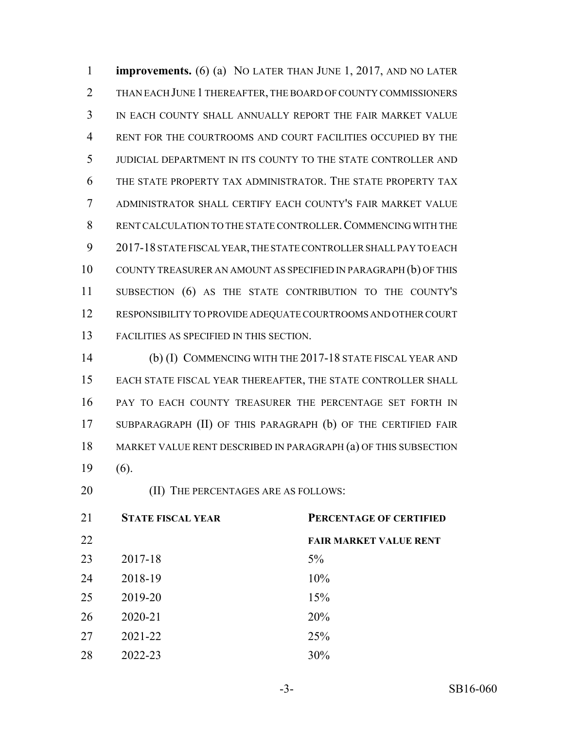**improvements.** (6) (a) NO LATER THAN JUNE 1, 2017, AND NO LATER THAN EACH JUNE 1 THEREAFTER, THE BOARD OF COUNTY COMMISSIONERS IN EACH COUNTY SHALL ANNUALLY REPORT THE FAIR MARKET VALUE RENT FOR THE COURTROOMS AND COURT FACILITIES OCCUPIED BY THE JUDICIAL DEPARTMENT IN ITS COUNTY TO THE STATE CONTROLLER AND THE STATE PROPERTY TAX ADMINISTRATOR. THE STATE PROPERTY TAX ADMINISTRATOR SHALL CERTIFY EACH COUNTY'S FAIR MARKET VALUE RENT CALCULATION TO THE STATE CONTROLLER. COMMENCING WITH THE 2017-18 STATE FISCAL YEAR, THE STATE CONTROLLER SHALL PAY TO EACH COUNTY TREASURER AN AMOUNT AS SPECIFIED IN PARAGRAPH (b) OF THIS SUBSECTION (6) AS THE STATE CONTRIBUTION TO THE COUNTY'S RESPONSIBILITY TO PROVIDE ADEQUATE COURTROOMS AND OTHER COURT FACILITIES AS SPECIFIED IN THIS SECTION.

(b) (I) COMMENCING WITH THE 2017-18 STATE FISCAL YEAR AND EACH STATE FISCAL YEAR THEREAFTER, THE STATE CONTROLLER SHALL PAY TO EACH COUNTY TREASURER THE PERCENTAGE SET FORTH IN SUBPARAGRAPH (II) OF THIS PARAGRAPH (b) OF THE CERTIFIED FAIR MARKET VALUE RENT DESCRIBED IN PARAGRAPH (a) OF THIS SUBSECTION (6).

(II) THE PERCENTAGES ARE AS FOLLOWS:

| **STATE FISCAL YEAR** | **PERCENTAGE OF CERTIFIED FAIR MARKET VALUE RENT** |
|---|---|
| 2017-18 | 5% |
| 2018-19 | 10% |
| 2019-20 | 15% |
| 2020-21 | 20% |
| 2021-22 | 25% |
| 2022-23 | 30% |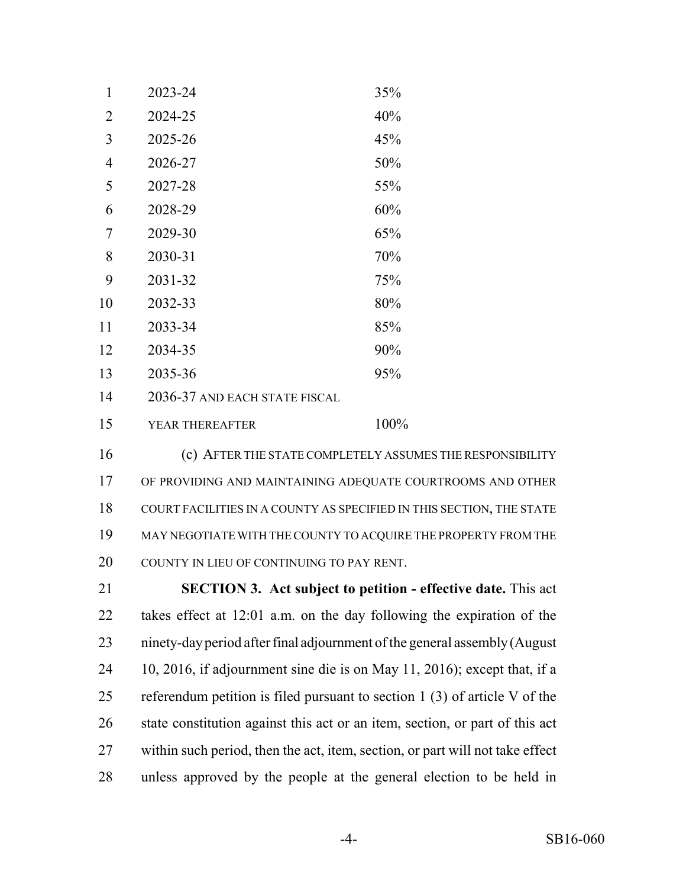| | |
|---|---|
| 2023-24 | 35% |
| 2024-25 | 40% |
| 2025-26 | 45% |
| 2026-27 | 50% |
| 2027-28 | 55% |
| 2028-29 | 60% |
| 2029-30 | 65% |
| 2030-31 | 70% |
| 2031-32 | 75% |
| 2032-33 | 80% |
| 2033-34 | 85% |
| 2034-35 | 90% |
| 2035-36 | 95% |
| 2036-37 AND EACH STATE FISCAL YEAR THEREAFTER | 100% |

(c) AFTER THE STATE COMPLETELY ASSUMES THE RESPONSIBILITY OF PROVIDING AND MAINTAINING ADEQUATE COURTROOMS AND OTHER COURT FACILITIES IN A COUNTY AS SPECIFIED IN THIS SECTION, THE STATE MAY NEGOTIATE WITH THE COUNTY TO ACQUIRE THE PROPERTY FROM THE COUNTY IN LIEU OF CONTINUING TO PAY RENT.

**SECTION 3. Act subject to petition - effective date.** This act takes effect at 12:01 a.m. on the day following the expiration of the ninety-day period after final adjournment of the general assembly (August 10, 2016, if adjournment sine die is on May 11, 2016); except that, if a referendum petition is filed pursuant to section 1 (3) of article V of the state constitution against this act or an item, section, or part of this act within such period, then the act, item, section, or part will not take effect unless approved by the people at the general election to be held in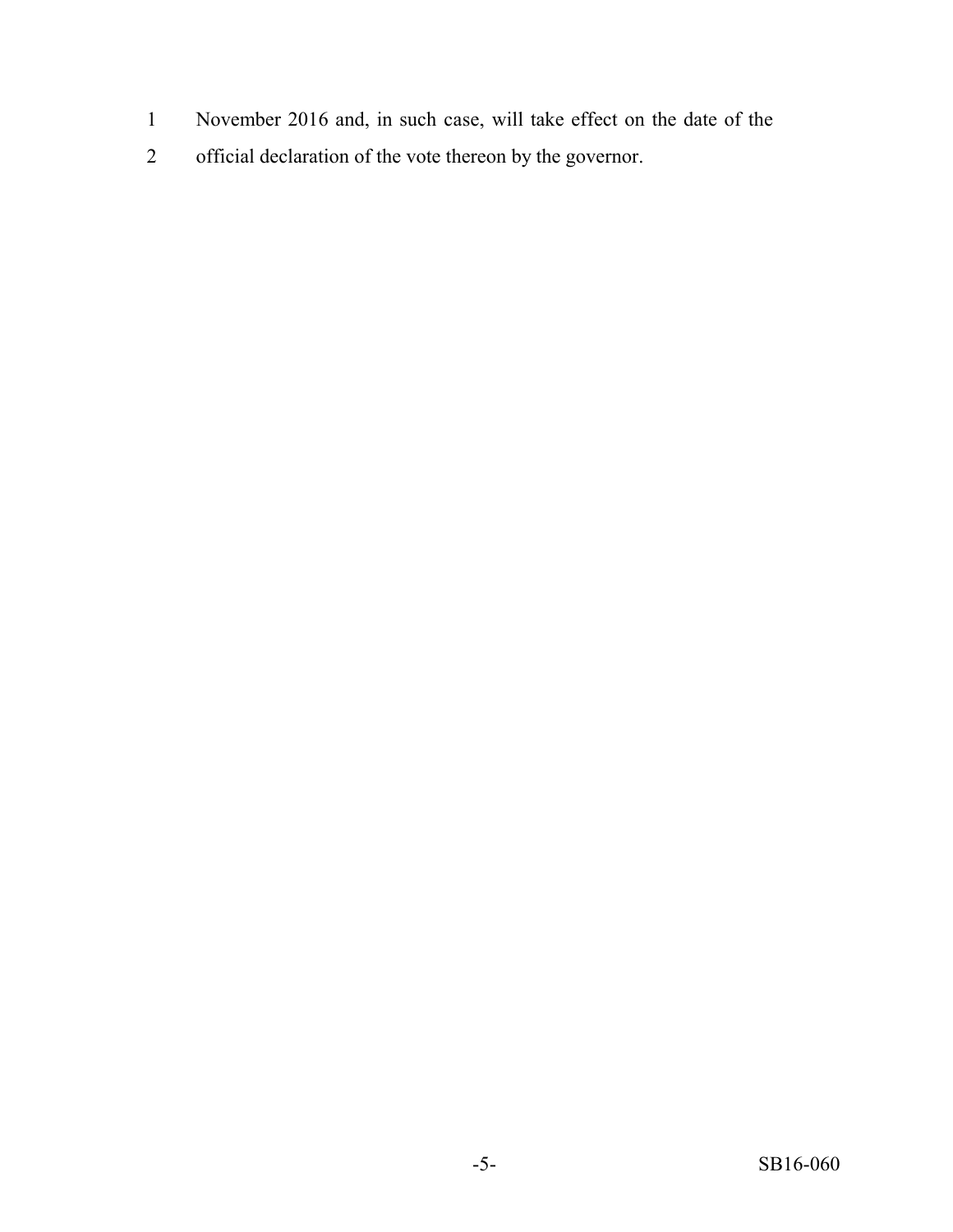November 2016 and, in such case, will take effect on the date of the official declaration of the vote thereon by the governor.